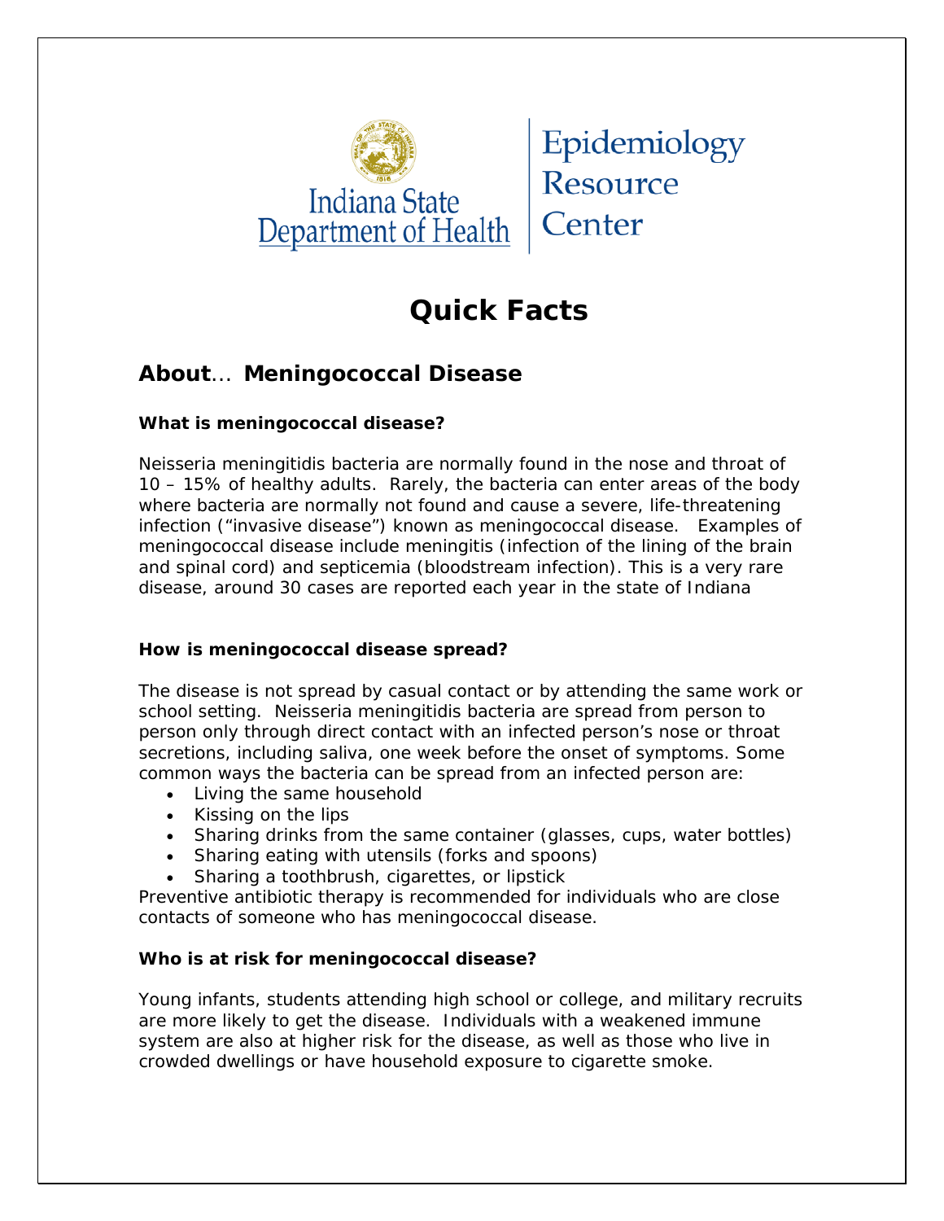Indiana State Department of Health | Epidemiology Resource Center

# Quick Facts

## About... Meningococcal Disease

### What is meningococcal disease?

Neisseria meningitidis bacteria are normally found in the nose and throat of 10 – 15% of healthy adults. Rarely, the bacteria can enter areas of the body where bacteria are normally not found and cause a severe, life-threatening infection ("invasive disease") known as meningococcal disease. Examples of meningococcal disease include meningitis (infection of the lining of the brain and spinal cord) and septicemia (bloodstream infection). This is a very rare disease, around 30 cases are reported each year in the state of Indiana

### How is meningococcal disease spread?

The disease is not spread by casual contact or by attending the same work or school setting. Neisseria meningitidis bacteria are spread from person to person only through direct contact with an infected person's nose or throat secretions, including saliva, one week before the onset of symptoms. Some common ways the bacteria can be spread from an infected person are:

- Living the same household
- Kissing on the lips
- Sharing drinks from the same container (glasses, cups, water bottles)
- Sharing eating with utensils (forks and spoons)
- Sharing a toothbrush, cigarettes, or lipstick

Preventive antibiotic therapy is recommended for individuals who are close contacts of someone who has meningococcal disease.

### Who is at risk for meningococcal disease?

Young infants, students attending high school or college, and military recruits are more likely to get the disease. Individuals with a weakened immune system are also at higher risk for the disease, as well as those who live in crowded dwellings or have household exposure to cigarette smoke.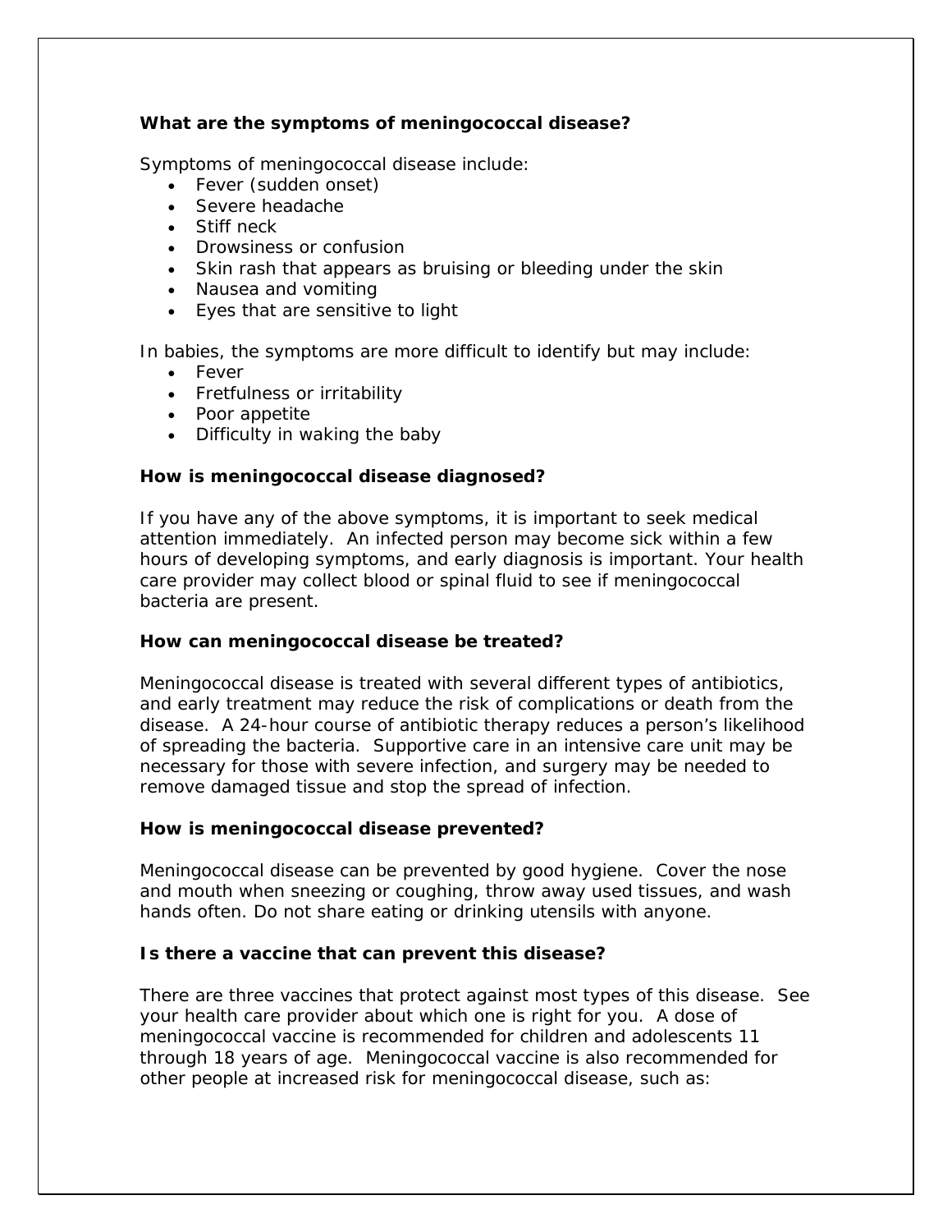**What are the symptoms of meningococcal disease?**

Symptoms of meningococcal disease include:

- Fever (sudden onset)
- Severe headache
- Stiff neck
- Drowsiness or confusion
- Skin rash that appears as bruising or bleeding under the skin
- Nausea and vomiting
- Eyes that are sensitive to light

In babies, the symptoms are more difficult to identify but may include:

- Fever
- Fretfulness or irritability
- Poor appetite
- Difficulty in waking the baby

**How is meningococcal disease diagnosed?**

If you have any of the above symptoms, it is important to seek medical attention immediately. An infected person may become sick within a few hours of developing symptoms, and early diagnosis is important. Your health care provider may collect blood or spinal fluid to see if meningococcal bacteria are present.

**How can meningococcal disease be treated?**

Meningococcal disease is treated with several different types of antibiotics, and early treatment may reduce the risk of complications or death from the disease. A 24-hour course of antibiotic therapy reduces a person's likelihood of spreading the bacteria. Supportive care in an intensive care unit may be necessary for those with severe infection, and surgery may be needed to remove damaged tissue and stop the spread of infection.

**How is meningococcal disease prevented?**

Meningococcal disease can be prevented by good hygiene. Cover the nose and mouth when sneezing or coughing, throw away used tissues, and wash hands often. Do not share eating or drinking utensils with anyone.

**Is there a vaccine that can prevent this disease?**

There are three vaccines that protect against most types of this disease. See your health care provider about which one is right for you. A dose of meningococcal vaccine is recommended for children and adolescents 11 through 18 years of age. Meningococcal vaccine is also recommended for other people at increased risk for meningococcal disease, such as: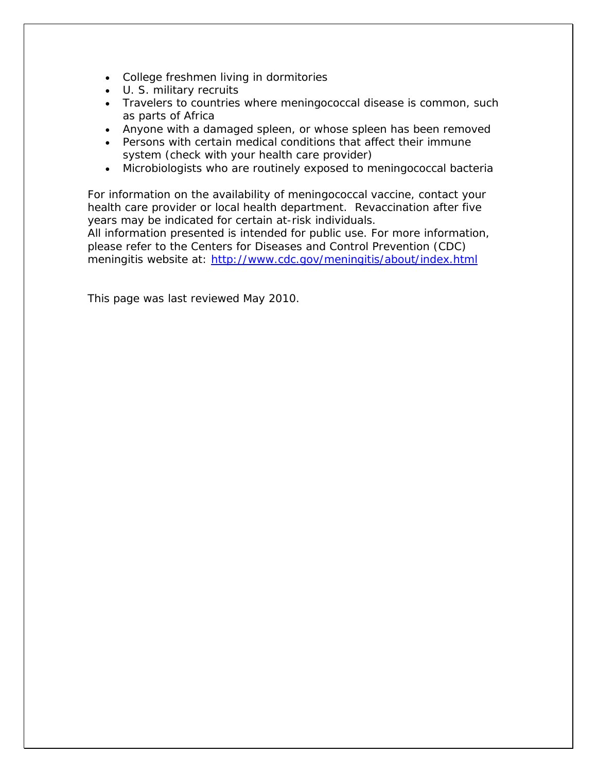- College freshmen living in dormitories
- U. S. military recruits
- Travelers to countries where meningococcal disease is common, such as parts of Africa
- Anyone with a damaged spleen, or whose spleen has been removed
- Persons with certain medical conditions that affect their immune system (check with your health care provider)
- Microbiologists who are routinely exposed to meningococcal bacteria

For information on the availability of meningococcal vaccine, contact your health care provider or local health department. Revaccination after five years may be indicated for certain at-risk individuals.
All information presented is intended for public use. For more information, please refer to the Centers for Diseases and Control Prevention (CDC) meningitis website at: http://www.cdc.gov/meningitis/about/index.html

This page was last reviewed May 2010.